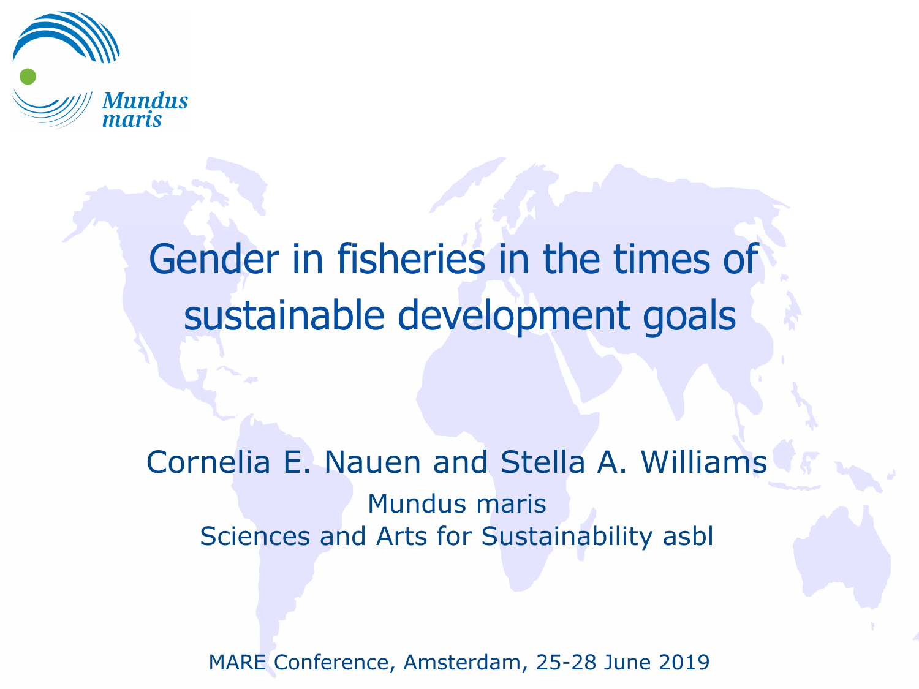Mundus maris

# Gender in fisheries in the times of sustainable development goals

Cornelia E. Nauen and Stella A. Williams

Mundus maris

Sciences and Arts for Sustainability asbl

MARE Conference, Amsterdam, 25-28 June 2019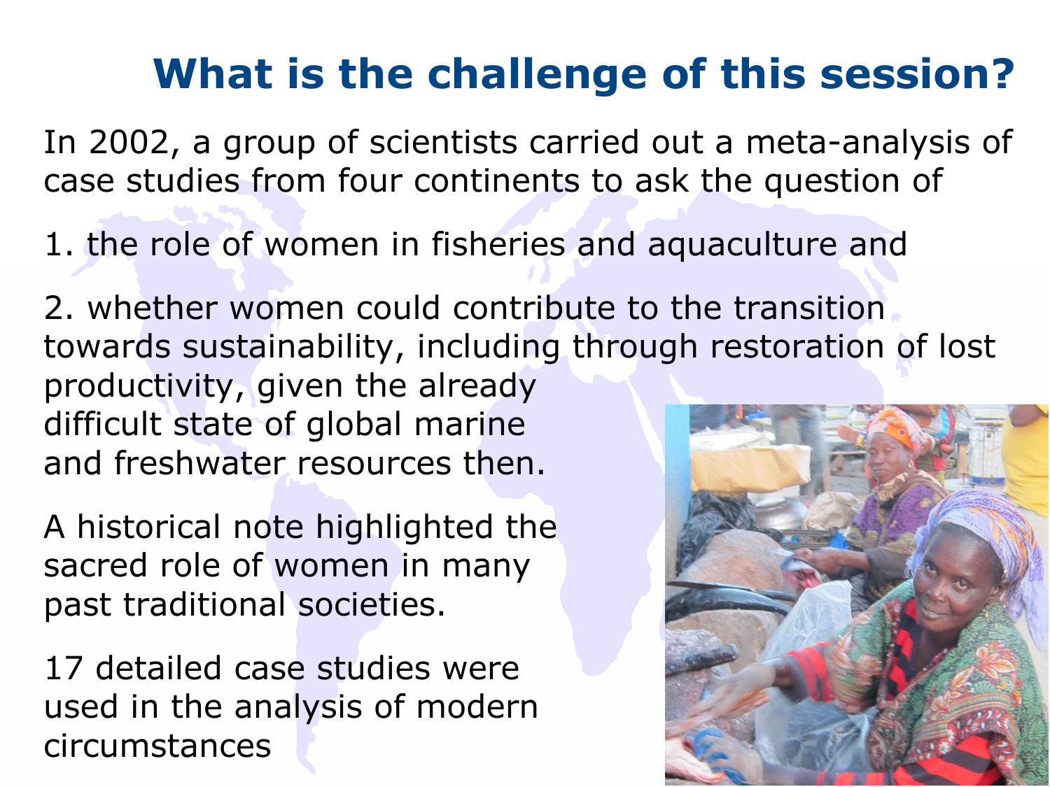# What is the challenge of this session?

In 2002, a group of scientists carried out a meta-analysis of case studies from four continents to ask the question of

1. the role of women in fisheries and aquaculture and

2. whether women could contribute to the transition towards sustainability, including through restoration of lost productivity, given the already difficult state of global marine and freshwater resources then.

A historical note highlighted the sacred role of women in many past traditional societies.

17 detailed case studies were used in the analysis of modern circumstances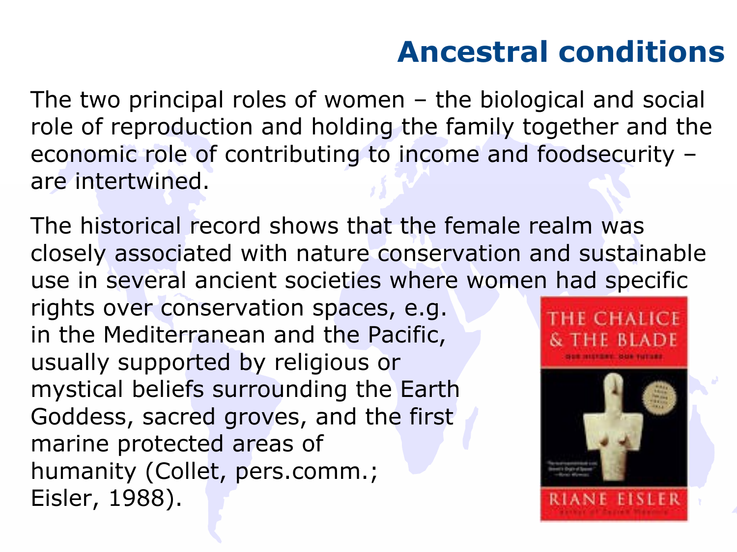## Ancestral conditions

The two principal roles of women – the biological and social role of reproduction and holding the family together and the economic role of contributing to income and foodsecurity – are intertwined.

The historical record shows that the female realm was closely associated with nature conservation and sustainable use in several ancient societies where women had specific rights over conservation spaces, e.g. in the Mediterranean and the Pacific, usually supported by religious or mystical beliefs surrounding the Earth Goddess, sacred groves, and the first marine protected areas of humanity (Collet, pers.comm.; Eisler, 1988).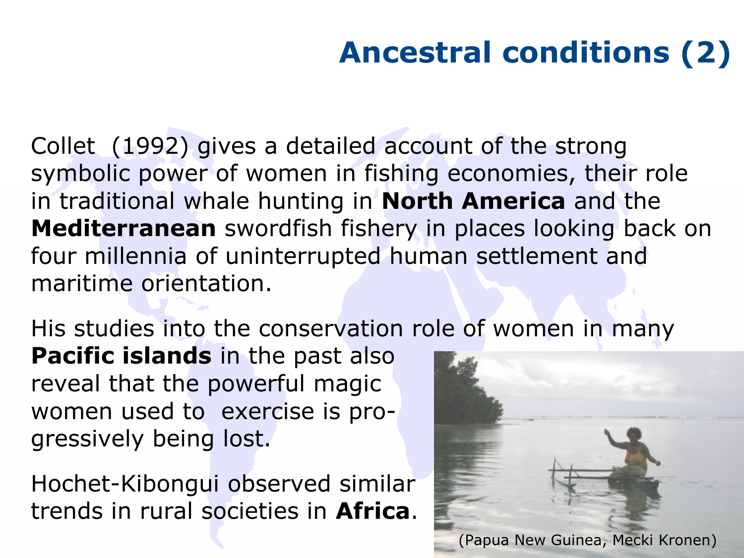# Ancestral conditions (2)

Collet (1992) gives a detailed account of the strong symbolic power of women in fishing economies, their role in traditional whale hunting in **North America** and the **Mediterranean** swordfish fishery in places looking back on four millennia of uninterrupted human settlement and maritime orientation.

His studies into the conservation role of women in many **Pacific islands** in the past also reveal that the powerful magic women used to exercise is progressively being lost.

Hochet-Kibongui observed similar trends in rural societies in **Africa**.

(Papua New Guinea, Mecki Kronen)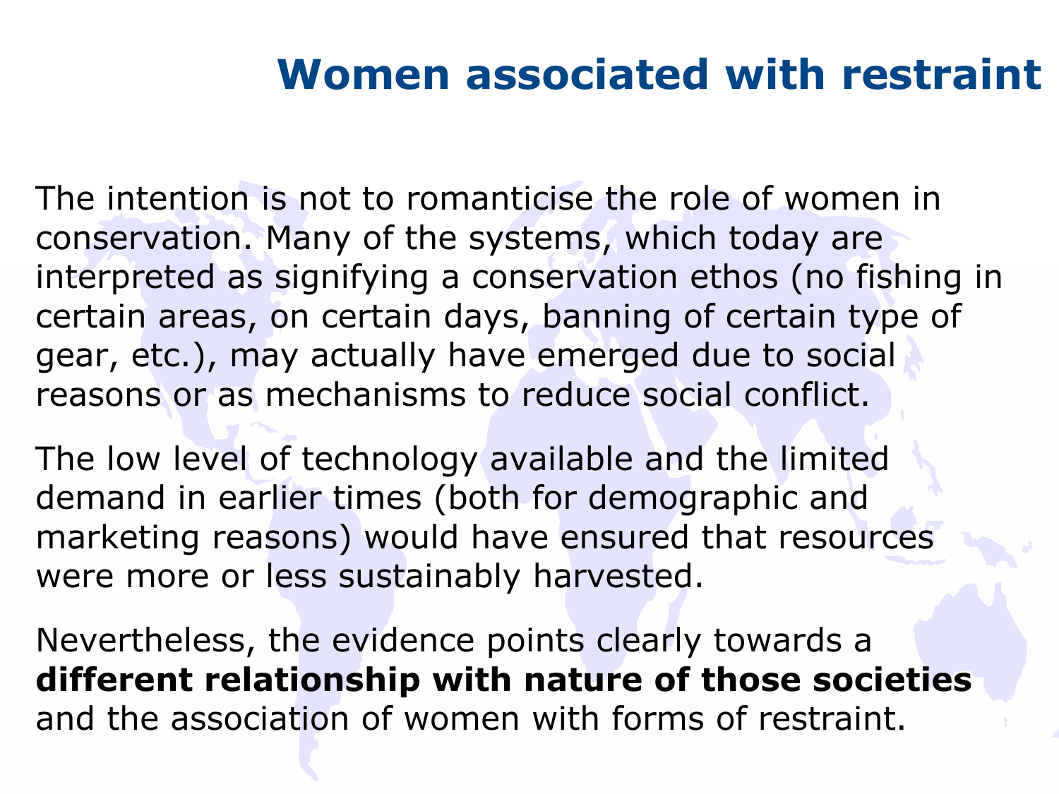# Women associated with restraint

The intention is not to romanticise the role of women in conservation. Many of the systems, which today are interpreted as signifying a conservation ethos (no fishing in certain areas, on certain days, banning of certain type of gear, etc.), may actually have emerged due to social reasons or as mechanisms to reduce social conflict.

The low level of technology available and the limited demand in earlier times (both for demographic and marketing reasons) would have ensured that resources were more or less sustainably harvested.

Nevertheless, the evidence points clearly towards a **different relationship with nature of those societies** and the association of women with forms of restraint.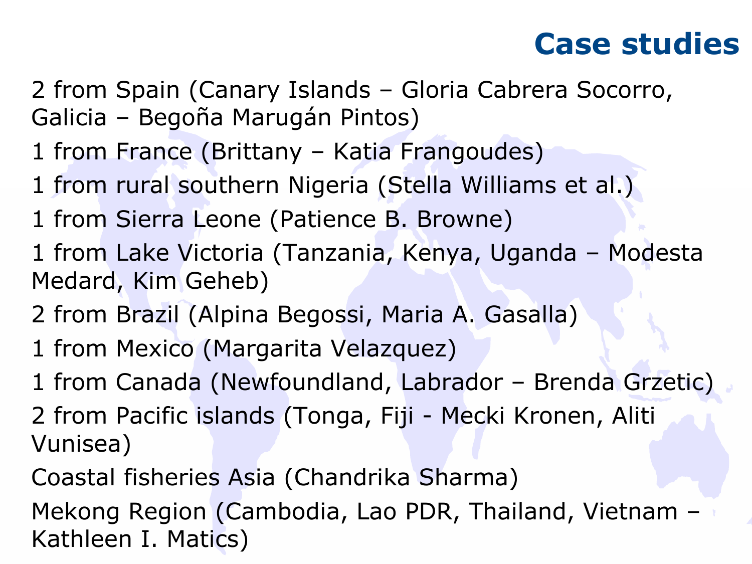# Case studies

2 from Spain (Canary Islands – Gloria Cabrera Socorro, Galicia – Begoña Marugán Pintos)

1 from France (Brittany – Katia Frangoudes)

1 from rural southern Nigeria (Stella Williams et al.)

1 from Sierra Leone (Patience B. Browne)

1 from Lake Victoria (Tanzania, Kenya, Uganda – Modesta Medard, Kim Geheb)

2 from Brazil (Alpina Begossi, Maria A. Gasalla)

1 from Mexico (Margarita Velazquez)

1 from Canada (Newfoundland, Labrador – Brenda Grzetic)

2 from Pacific islands (Tonga, Fiji - Mecki Kronen, Aliti Vunisea)

Coastal fisheries Asia (Chandrika Sharma)

Mekong Region (Cambodia, Lao PDR, Thailand, Vietnam – Kathleen I. Matics)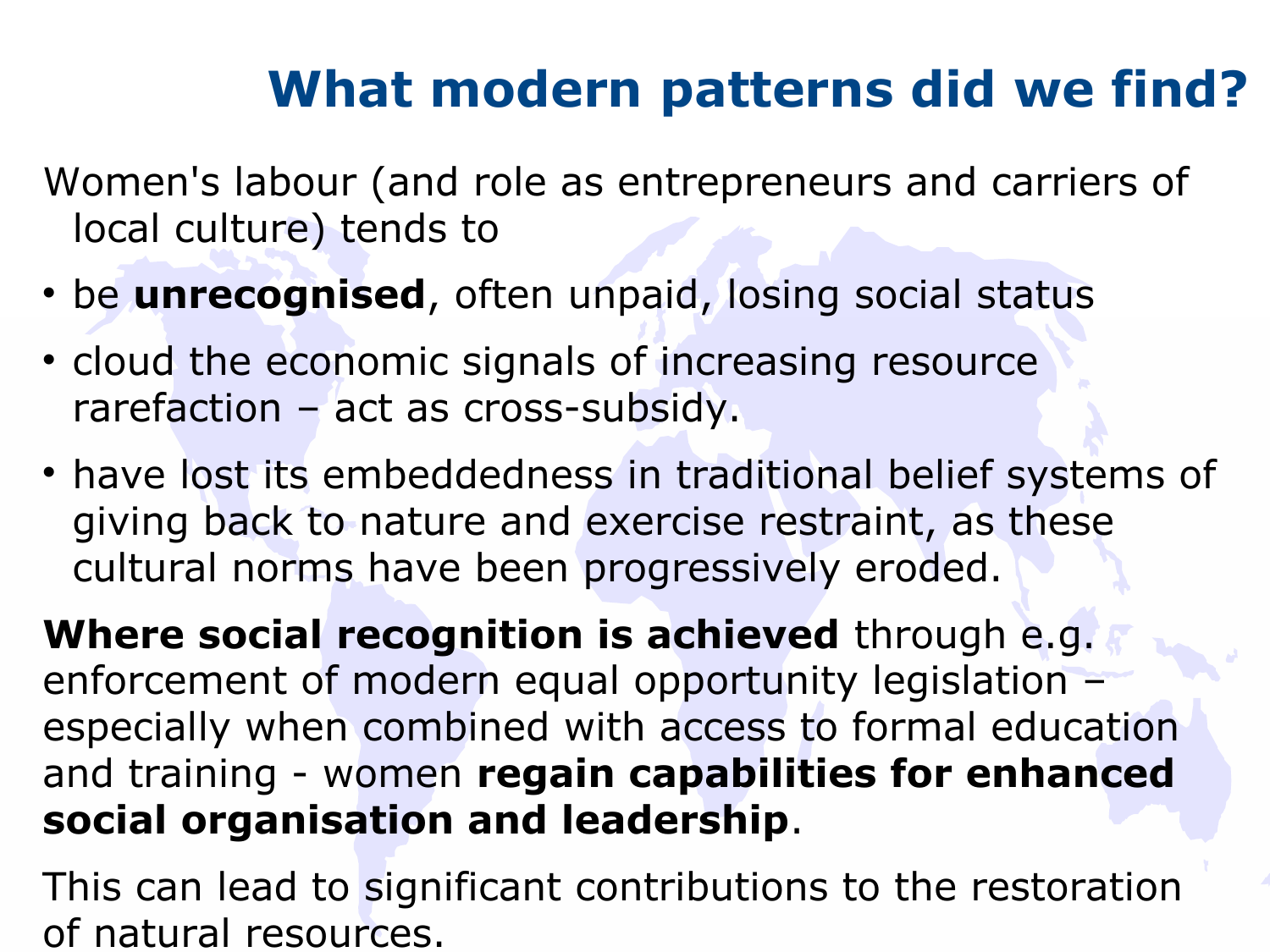# What modern patterns did we find?

Women's labour (and role as entrepreneurs and carriers of local culture) tends to

- be **unrecognised**, often unpaid, losing social status
- cloud the economic signals of increasing resource rarefaction – act as cross-subsidy.
- have lost its embeddedness in traditional belief systems of giving back to nature and exercise restraint, as these cultural norms have been progressively eroded.

**Where social recognition is achieved** through e.g. enforcement of modern equal opportunity legislation – especially when combined with access to formal education and training - women **regain capabilities for enhanced social organisation and leadership**.

This can lead to significant contributions to the restoration of natural resources.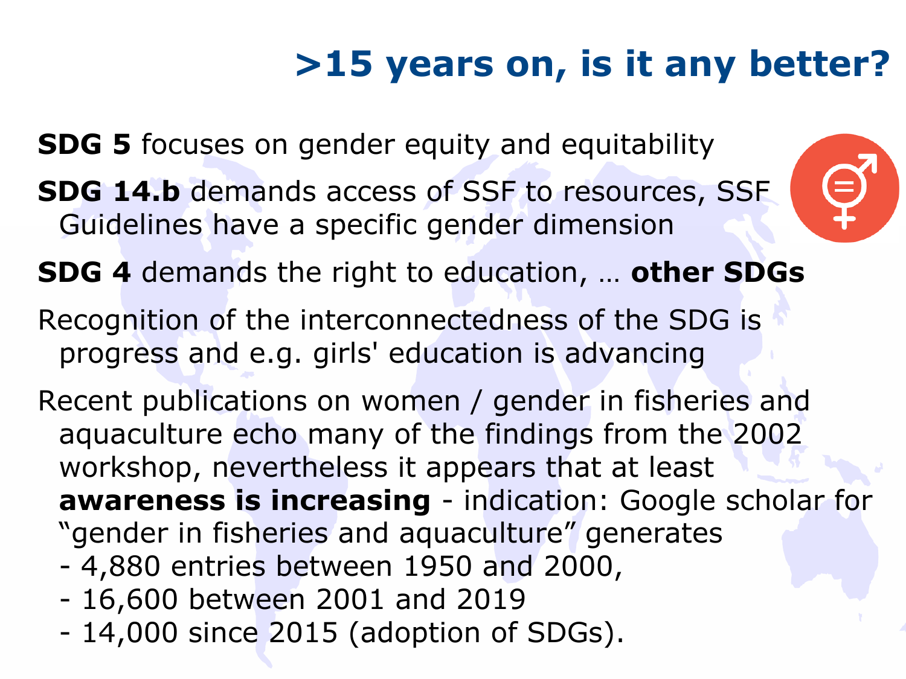# >15 years on, is it any better?

**SDG 5** focuses on gender equity and equitability

**SDG 14.b** demands access of SSF to resources, SSF Guidelines have a specific gender dimension

**SDG 4** demands the right to education, … **other SDGs**

Recognition of the interconnectedness of the SDG is progress and e.g. girls' education is advancing

Recent publications on women / gender in fisheries and aquaculture echo many of the findings from the 2002 workshop, nevertheless it appears that at least **awareness is increasing** - indication: Google scholar for "gender in fisheries and aquaculture" generates

- 4,880 entries between 1950 and 2000,
- 16,600 between 2001 and 2019
- 14,000 since 2015 (adoption of SDGs).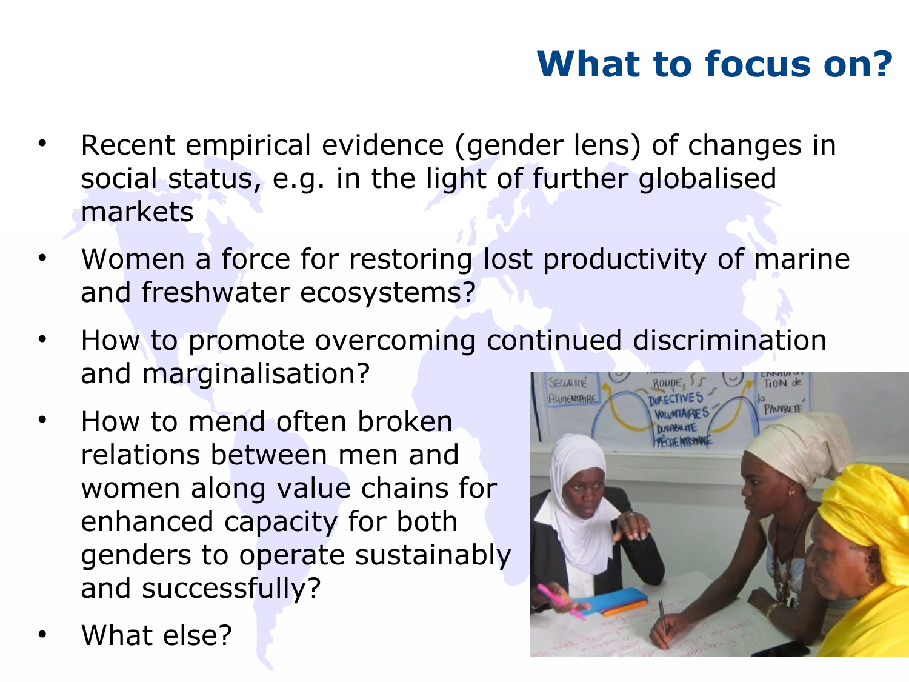# What to focus on?

- Recent empirical evidence (gender lens) of changes in social status, e.g. in the light of further globalised markets
- Women a force for restoring lost productivity of marine and freshwater ecosystems?
- How to promote overcoming continued discrimination and marginalisation?
- How to mend often broken relations between men and women along value chains for enhanced capacity for both genders to operate sustainably and successfully?
- What else?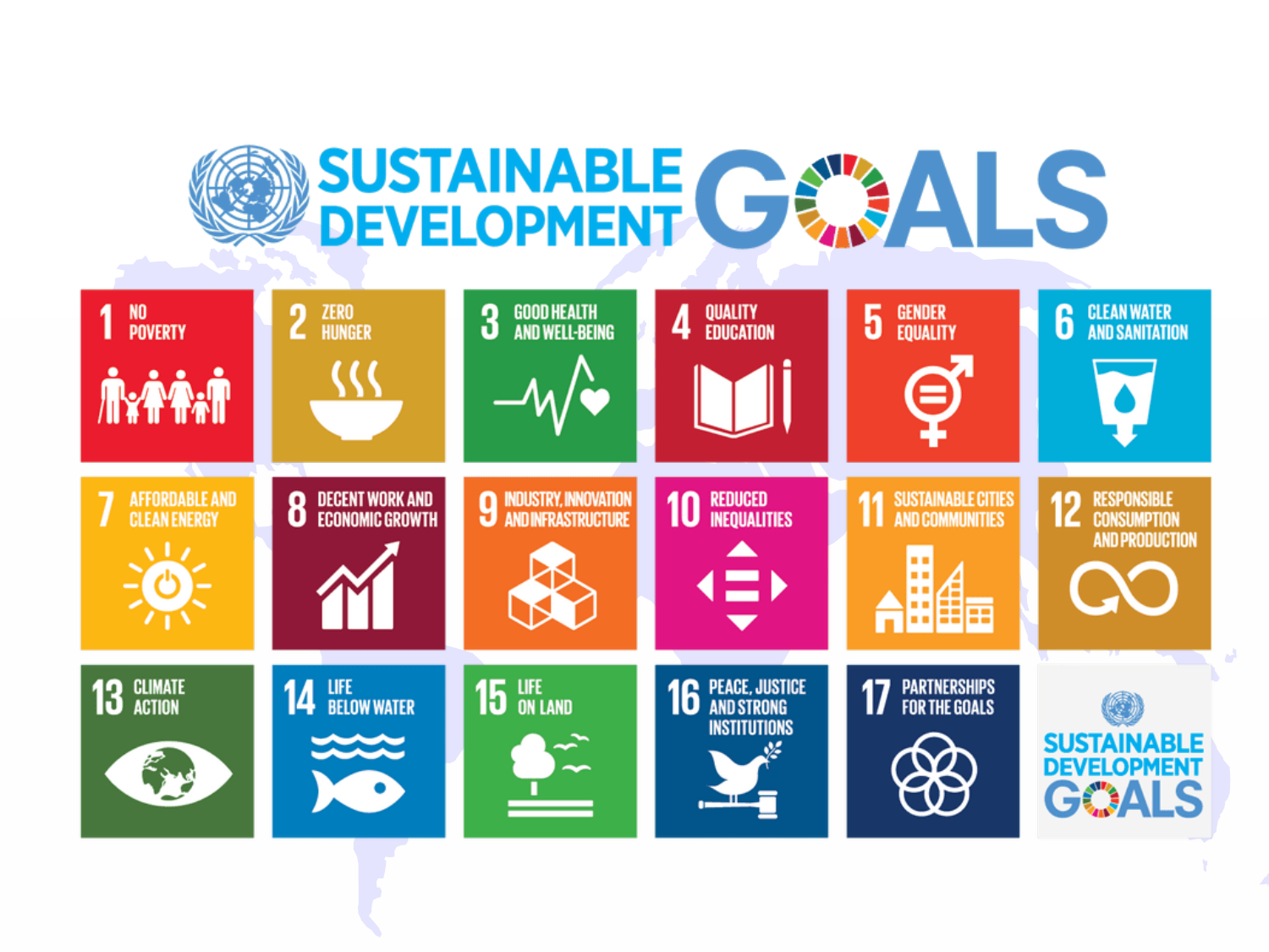# SUSTAINABLE DEVELOPMENT GOALS

1 NO POVERTY

2 ZERO HUNGER

3 GOOD HEALTH AND WELL-BEING

4 QUALITY EDUCATION

5 GENDER EQUALITY

6 CLEAN WATER AND SANITATION

7 AFFORDABLE AND CLEAN ENERGY

8 DECENT WORK AND ECONOMIC GROWTH

9 INDUSTRY, INNOVATION AND INFRASTRUCTURE

10 REDUCED INEQUALITIES

11 SUSTAINABLE CITIES AND COMMUNITIES

12 RESPONSIBLE CONSUMPTION AND PRODUCTION

13 CLIMATE ACTION

14 LIFE BELOW WATER

15 LIFE ON LAND

16 PEACE, JUSTICE AND STRONG INSTITUTIONS

17 PARTNERSHIPS FOR THE GOALS

SUSTAINABLE DEVELOPMENT GOALS